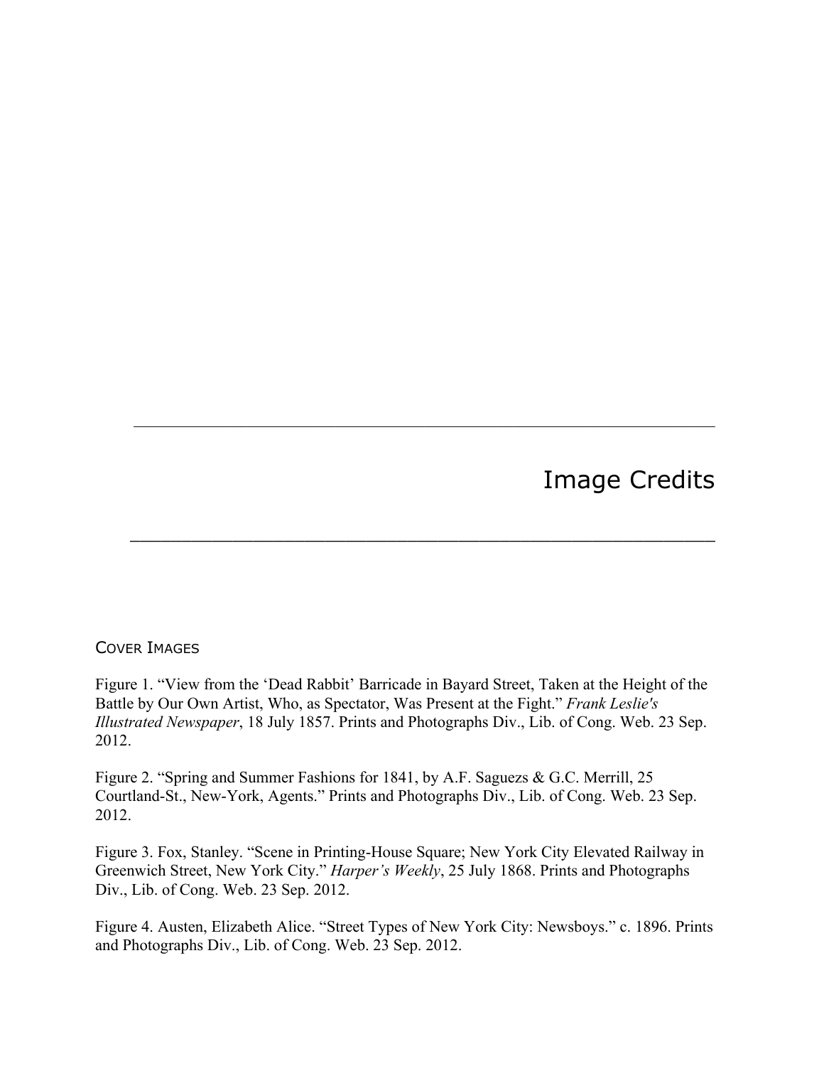# Image Credits

## Cover Images

Figure 1. "View from the 'Dead Rabbit' Barricade in Bayard Street, Taken at the Height of the Battle by Our Own Artist, Who, as Spectator, Was Present at the Fight." *Frank Leslie's Illustrated Newspaper*, 18 July 1857. Prints and Photographs Div., Lib. of Cong. Web. 23 Sep. 2012.

Figure 2. "Spring and Summer Fashions for 1841, by A.F. Saguezs & G.C. Merrill, 25 Courtland-St., New-York, Agents." Prints and Photographs Div., Lib. of Cong. Web. 23 Sep. 2012.

Figure 3. Fox, Stanley. "Scene in Printing-House Square; New York City Elevated Railway in Greenwich Street, New York City." *Harper's Weekly*, 25 July 1868. Prints and Photographs Div., Lib. of Cong. Web. 23 Sep. 2012.

Figure 4. Austen, Elizabeth Alice. "Street Types of New York City: Newsboys." c. 1896. Prints and Photographs Div., Lib. of Cong. Web. 23 Sep. 2012.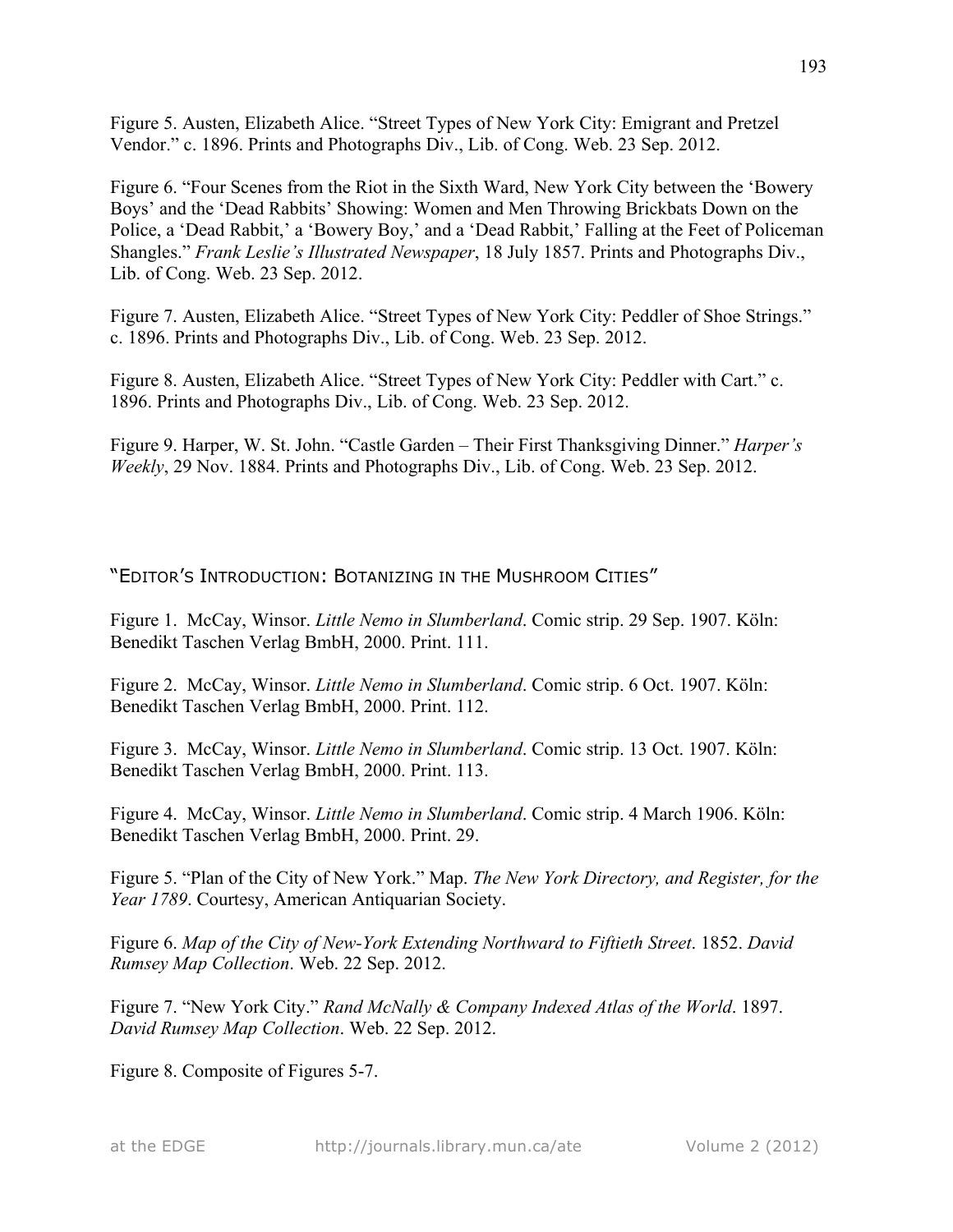Figure 5. Austen, Elizabeth Alice. "Street Types of New York City: Emigrant and Pretzel Vendor." c. 1896. Prints and Photographs Div., Lib. of Cong. Web. 23 Sep. 2012.

Figure 6. "Four Scenes from the Riot in the Sixth Ward, New York City between the 'Bowery Boys' and the 'Dead Rabbits' Showing: Women and Men Throwing Brickbats Down on the Police, a 'Dead Rabbit,' a 'Bowery Boy,' and a 'Dead Rabbit,' Falling at the Feet of Policeman Shangles." *Frank Leslie's Illustrated Newspaper*, 18 July 1857. Prints and Photographs Div., Lib. of Cong. Web. 23 Sep. 2012.

Figure 7. Austen, Elizabeth Alice. "Street Types of New York City: Peddler of Shoe Strings." c. 1896. Prints and Photographs Div., Lib. of Cong. Web. 23 Sep. 2012.

Figure 8. Austen, Elizabeth Alice. "Street Types of New York City: Peddler with Cart." c. 1896. Prints and Photographs Div., Lib. of Cong. Web. 23 Sep. 2012.

Figure 9. Harper, W. St. John. "Castle Garden – Their First Thanksgiving Dinner." *Harper's Weekly*, 29 Nov. 1884. Prints and Photographs Div., Lib. of Cong. Web. 23 Sep. 2012.

## "Editor's Introduction: Botanizing in the Mushroom Cities"

Figure 1. McCay, Winsor. *Little Nemo in Slumberland*. Comic strip. 29 Sep. 1907. Köln: Benedikt Taschen Verlag BmbH, 2000. Print. 111.

Figure 2. McCay, Winsor. *Little Nemo in Slumberland*. Comic strip. 6 Oct. 1907. Köln: Benedikt Taschen Verlag BmbH, 2000. Print. 112.

Figure 3. McCay, Winsor. *Little Nemo in Slumberland*. Comic strip. 13 Oct. 1907. Köln: Benedikt Taschen Verlag BmbH, 2000. Print. 113.

Figure 4. McCay, Winsor. *Little Nemo in Slumberland*. Comic strip. 4 March 1906. Köln: Benedikt Taschen Verlag BmbH, 2000. Print. 29.

Figure 5. "Plan of the City of New York." Map. *The New York Directory, and Register, for the Year 1789*. Courtesy, American Antiquarian Society.

Figure 6. *Map of the City of New-York Extending Northward to Fiftieth Street*. 1852. *David Rumsey Map Collection*. Web. 22 Sep. 2012.

Figure 7. "New York City." *Rand McNally & Company Indexed Atlas of the World*. 1897. *David Rumsey Map Collection*. Web. 22 Sep. 2012.

Figure 8. Composite of Figures 5-7.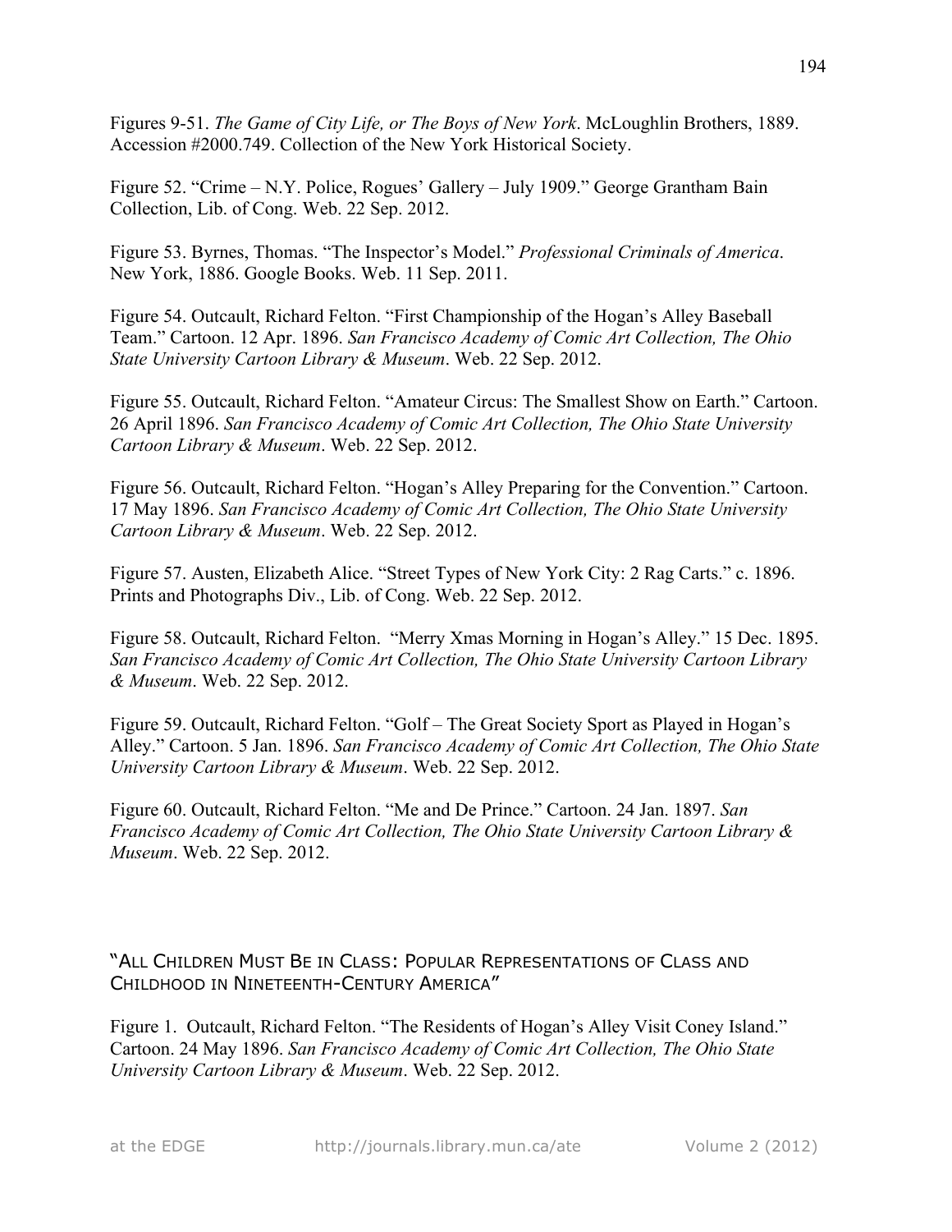Figures 9-51. *The Game of City Life, or The Boys of New York*. McLoughlin Brothers, 1889. Accession #2000.749. Collection of the New York Historical Society.

Figure 52. "Crime – N.Y. Police, Rogues' Gallery – July 1909." George Grantham Bain Collection, Lib. of Cong. Web. 22 Sep. 2012.

Figure 53. Byrnes, Thomas. "The Inspector's Model." *Professional Criminals of America*. New York, 1886. Google Books. Web. 11 Sep. 2011.

Figure 54. Outcault, Richard Felton. "First Championship of the Hogan's Alley Baseball Team." Cartoon. 12 Apr. 1896. *San Francisco Academy of Comic Art Collection, The Ohio State University Cartoon Library & Museum*. Web. 22 Sep. 2012.

Figure 55. Outcault, Richard Felton. "Amateur Circus: The Smallest Show on Earth." Cartoon. 26 April 1896. *San Francisco Academy of Comic Art Collection, The Ohio State University Cartoon Library & Museum*. Web. 22 Sep. 2012.

Figure 56. Outcault, Richard Felton. "Hogan's Alley Preparing for the Convention." Cartoon. 17 May 1896. *San Francisco Academy of Comic Art Collection, The Ohio State University Cartoon Library & Museum*. Web. 22 Sep. 2012.

Figure 57. Austen, Elizabeth Alice. "Street Types of New York City: 2 Rag Carts." c. 1896. Prints and Photographs Div., Lib. of Cong. Web. 22 Sep. 2012.

Figure 58. Outcault, Richard Felton. "Merry Xmas Morning in Hogan's Alley." 15 Dec. 1895. *San Francisco Academy of Comic Art Collection, The Ohio State University Cartoon Library & Museum*. Web. 22 Sep. 2012.

Figure 59. Outcault, Richard Felton. "Golf – The Great Society Sport as Played in Hogan's Alley." Cartoon. 5 Jan. 1896. *San Francisco Academy of Comic Art Collection, The Ohio State University Cartoon Library & Museum*. Web. 22 Sep. 2012.

Figure 60. Outcault, Richard Felton. "Me and De Prince." Cartoon. 24 Jan. 1897. *San Francisco Academy of Comic Art Collection, The Ohio State University Cartoon Library & Museum*. Web. 22 Sep. 2012.

## "All Children Must Be in Class: Popular Representations of Class and Childhood in Nineteenth-Century America"

Figure 1. Outcault, Richard Felton. "The Residents of Hogan's Alley Visit Coney Island." Cartoon. 24 May 1896. *San Francisco Academy of Comic Art Collection, The Ohio State University Cartoon Library & Museum*. Web. 22 Sep. 2012.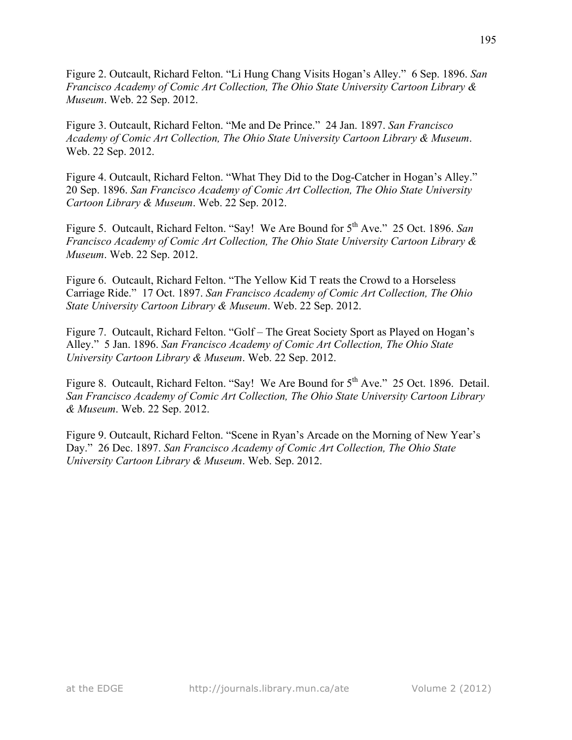Figure 2. Outcault, Richard Felton. "Li Hung Chang Visits Hogan's Alley." 6 Sep. 1896. *San Francisco Academy of Comic Art Collection, The Ohio State University Cartoon Library & Museum*. Web. 22 Sep. 2012.

Figure 3. Outcault, Richard Felton. "Me and De Prince." 24 Jan. 1897. *San Francisco Academy of Comic Art Collection, The Ohio State University Cartoon Library & Museum*. Web. 22 Sep. 2012.

Figure 4. Outcault, Richard Felton. "What They Did to the Dog-Catcher in Hogan's Alley." 20 Sep. 1896. *San Francisco Academy of Comic Art Collection, The Ohio State University Cartoon Library & Museum*. Web. 22 Sep. 2012.

Figure 5. Outcault, Richard Felton. "Say! We Are Bound for 5th Ave." 25 Oct. 1896. *San Francisco Academy of Comic Art Collection, The Ohio State University Cartoon Library & Museum*. Web. 22 Sep. 2012.

Figure 6. Outcault, Richard Felton. "The Yellow Kid T reats the Crowd to a Horseless Carriage Ride." 17 Oct. 1897. *San Francisco Academy of Comic Art Collection, The Ohio State University Cartoon Library & Museum*. Web. 22 Sep. 2012.

Figure 7. Outcault, Richard Felton. "Golf – The Great Society Sport as Played on Hogan's Alley." 5 Jan. 1896. *San Francisco Academy of Comic Art Collection, The Ohio State University Cartoon Library & Museum*. Web. 22 Sep. 2012.

Figure 8. Outcault, Richard Felton. "Say! We Are Bound for 5th Ave." 25 Oct. 1896. Detail. *San Francisco Academy of Comic Art Collection, The Ohio State University Cartoon Library & Museum*. Web. 22 Sep. 2012.

Figure 9. Outcault, Richard Felton. "Scene in Ryan's Arcade on the Morning of New Year's Day." 26 Dec. 1897. *San Francisco Academy of Comic Art Collection, The Ohio State University Cartoon Library & Museum*. Web. Sep. 2012.